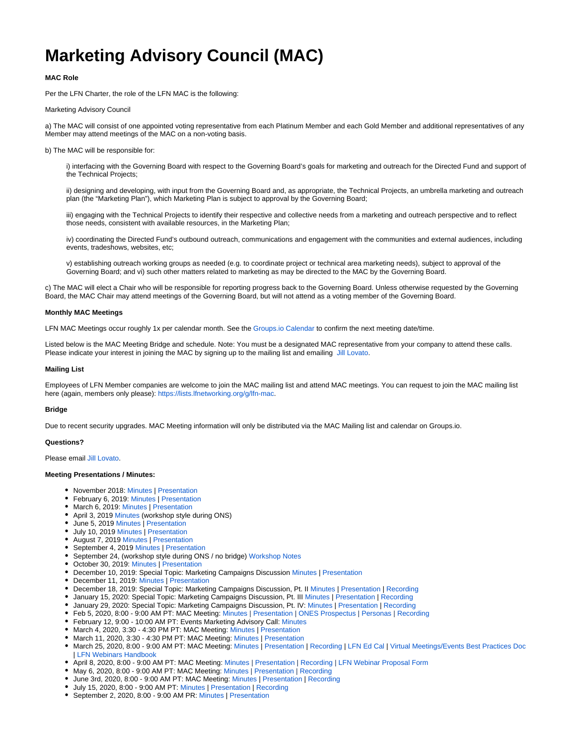# Marketing Advisory Council (MAC)

**MAC Role**

Per the LFN Charter, the role of the LFN MAC is the following:

Marketing Advisory Council

a) The MAC will consist of one appointed voting representative from each Platinum Member and each Gold Member and additional representatives of any Member may attend meetings of the MAC on a non-voting basis.

b) The MAC will be responsible for:

> i) interfacing with the Governing Board with respect to the Governing Board's goals for marketing and outreach for the Directed Fund and support of the Technical Projects;
>
> ii) designing and developing, with input from the Governing Board and, as appropriate, the Technical Projects, an umbrella marketing and outreach plan (the "Marketing Plan"), which Marketing Plan is subject to approval by the Governing Board;
>
> iii) engaging with the Technical Projects to identify their respective and collective needs from a marketing and outreach perspective and to reflect those needs, consistent with available resources, in the Marketing Plan;
>
> iv) coordinating the Directed Fund's outbound outreach, communications and engagement with the communities and external audiences, including events, tradeshows, websites, etc;
>
> v) establishing outreach working groups as needed (e.g. to coordinate project or technical area marketing needs), subject to approval of the Governing Board; and vi) such other matters related to marketing as may be directed to the MAC by the Governing Board.

c) The MAC will elect a Chair who will be responsible for reporting progress back to the Governing Board. Unless otherwise requested by the Governing Board, the MAC Chair may attend meetings of the Governing Board, but will not attend as a voting member of the Governing Board.

**Monthly MAC Meetings**

LFN MAC Meetings occur roughly 1x per calendar month. See the Groups.io Calendar to confirm the next meeting date/time.

Listed below is the MAC Meeting Bridge and schedule. Note: You must be a designated MAC representative from your company to attend these calls. Please indicate your interest in joining the MAC by signing up to the mailing list and emailing Jill Lovato.

**Mailing List**

Employees of LFN Member companies are welcome to join the MAC mailing list and attend MAC meetings. You can request to join the MAC mailing list here (again, members only please): https://lists.lfnetworking.org/g/lfn-mac.

**Bridge**

Due to recent security upgrades. MAC Meeting information will only be distributed via the MAC Mailing list and calendar on Groups.io.

**Questions?**

Please email Jill Lovato.

**Meeting Presentations / Minutes:**

- November 2018: Minutes | Presentation
- February 6, 2019: Minutes | Presentation
- March 6, 2019: Minutes | Presentation
- April 3, 2019 Minutes (workshop style during ONS)
- June 5, 2019 Minutes | Presentation
- July 10, 2019 Minutes | Presentation
- August 7, 2019 Minutes | Presentation
- September 4, 2019 Minutes | Presentation
- September 24, (workshop style during ONS / no bridge) Workshop Notes
- October 30, 2019: Minutes | Presentation
- December 10, 2019: Special Topic: Marketing Campaigns Discussion Minutes | Presentation
- December 11, 2019: Minutes | Presentation
- December 18, 2019: Special Topic: Marketing Campaigns Discussion, Pt. II Minutes | Presentation | Recording
- January 15, 2020: Special Topic: Marketing Campaigns Discussion, Pt. III Minutes | Presentation | Recording
- January 29, 2020: Special Topic: Marketing Campaigns Discussion, Pt. IV: Minutes | Presentation | Recording
- Feb 5, 2020, 8:00 - 9:00 AM PT: MAC Meeting: Minutes | Presentation | ONES Prospectus | Personas | Recording
- February 12, 9:00 - 10:00 AM PT: Events Marketing Advisory Call: Minutes
- March 4, 2020, 3:30 - 4:30 PM PT: MAC Meeting: Minutes | Presentation
- March 11, 2020, 3:30 - 4:30 PM PT: MAC Meeting: Minutes | Presentation
- March 25, 2020, 8:00 - 9:00 AM PT: MAC Meeting: Minutes | Presentation | Recording | LFN Ed Cal | Virtual Meetings/Events Best Practices Doc | LFN Webinars Handbook
- April 8, 2020, 8:00 - 9:00 AM PT: MAC Meeting: Minutes | Presentation | Recording | LFN Webinar Proposal Form
- May 6, 2020, 8:00 - 9:00 AM PT: MAC Meeting: Minutes | Presentation | Recording
- June 3rd, 2020, 8:00 - 9:00 AM PT: MAC Meeting: Minutes | Presentation | Recording
- July 15, 2020, 8:00 - 9:00 AM PT: Minutes | Presentation | Recording
- September 2, 2020, 8:00 - 9:00 AM PR: Minutes | Presentation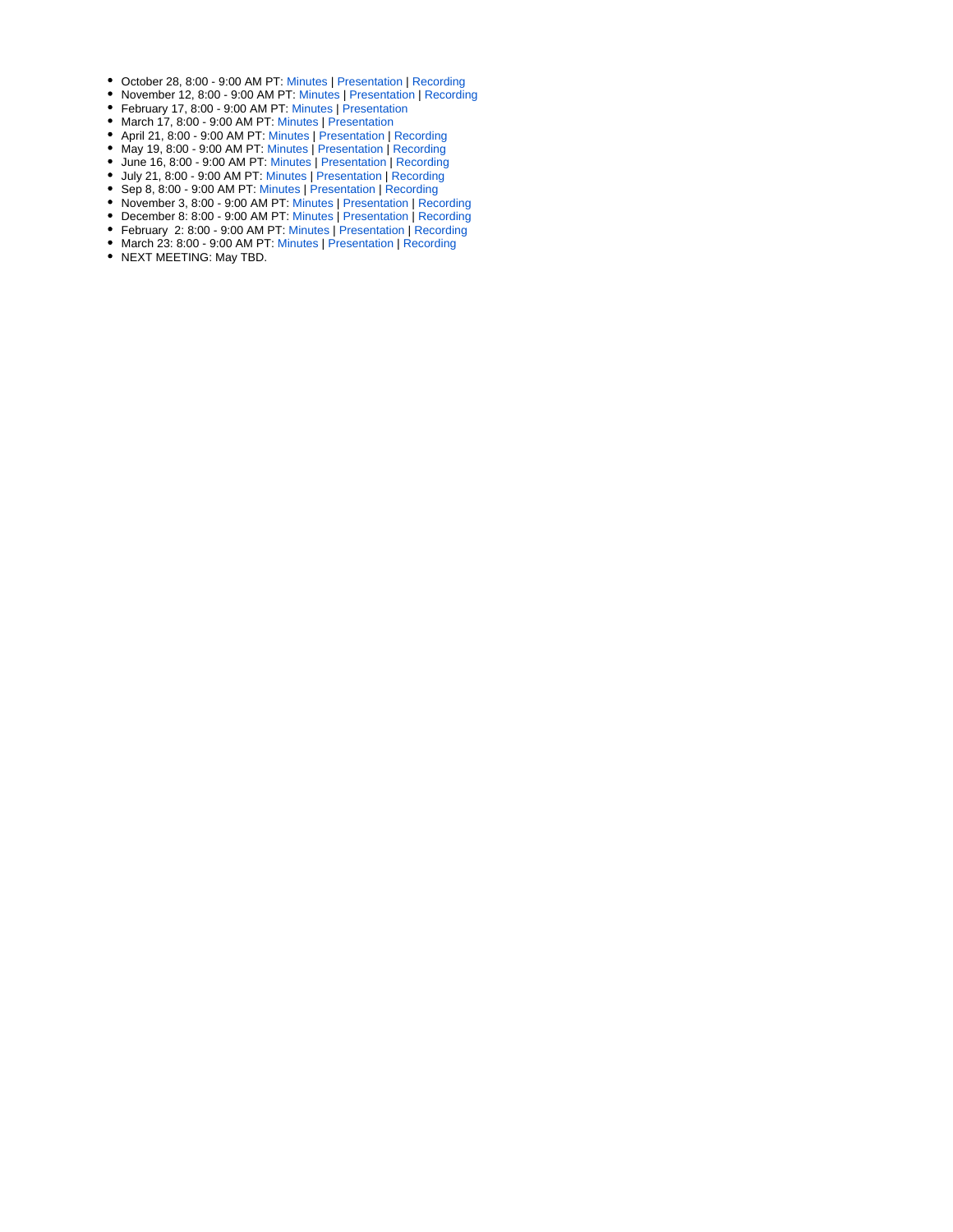- October 28, 8:00 - 9:00 AM PT: Minutes | Presentation | Recording
- November 12, 8:00 - 9:00 AM PT: Minutes | Presentation | Recording
- February 17, 8:00 - 9:00 AM PT: Minutes | Presentation
- March 17, 8:00 - 9:00 AM PT: Minutes | Presentation
- April 21, 8:00 - 9:00 AM PT: Minutes | Presentation | Recording
- May 19, 8:00 - 9:00 AM PT: Minutes | Presentation | Recording
- June 16, 8:00 - 9:00 AM PT: Minutes | Presentation | Recording
- July 21, 8:00 - 9:00 AM PT: Minutes | Presentation | Recording
- Sep 8, 8:00 - 9:00 AM PT: Minutes | Presentation | Recording
- November 3, 8:00 - 9:00 AM PT: Minutes | Presentation | Recording
- December 8: 8:00 - 9:00 AM PT: Minutes | Presentation | Recording
- February 2: 8:00 - 9:00 AM PT: Minutes | Presentation | Recording
- March 23: 8:00 - 9:00 AM PT: Minutes | Presentation | Recording
- NEXT MEETING: May TBD.